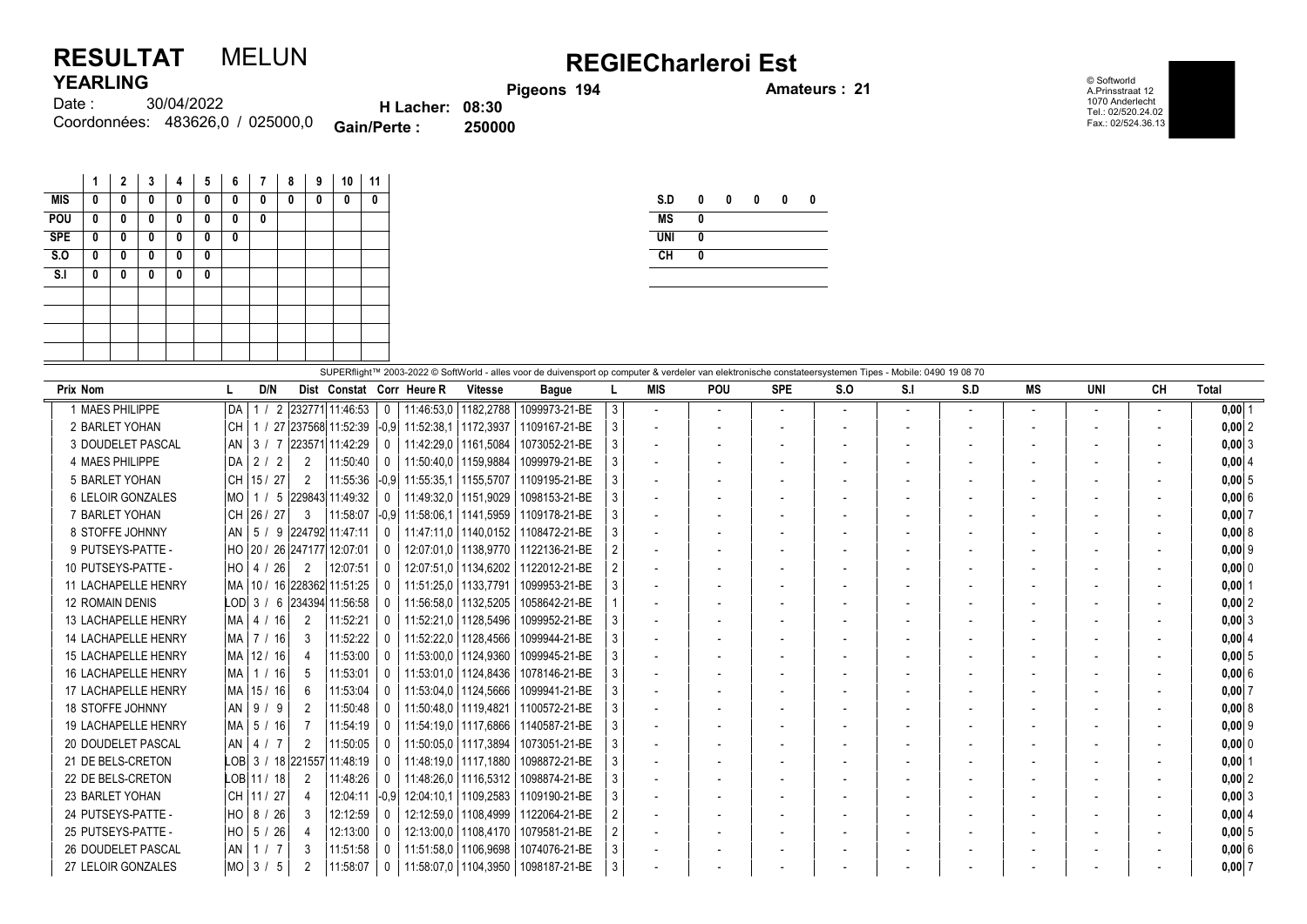# RESULTAT MELUN

## REGIECharleroi Est

**YEARLING**

Date : 30/04/2022

Coordonnées: 483626,0 / 025000,0

**H Lacher: 08:30**

**Gain/Perte : 250000**

**Pigeons 194**

**Amateurs : 21**

© Softworld
A.Prinsstraat 12
1070 Anderlecht
Tel.: 02/520.24.02
Fax.: 02/524.36.13

| | 1 | 2 | 3 | 4 | 5 | 6 | 7 | 8 | 9 | 10 | 11 |
|---|---|---|---|---|---|---|---|---|---|---|---|
| MIS | 0 | 0 | 0 | 0 | 0 | 0 | 0 | 0 | 0 | 0 | 0 |
| POU | 0 | 0 | 0 | 0 | 0 | 0 | 0 | | | | |
| SPE | 0 | 0 | 0 | 0 | 0 | 0 | | | | | |
| S.O | 0 | 0 | 0 | 0 | 0 | | | | | | |
| S.I | 0 | 0 | 0 | 0 | 0 | | | | | | |

| | | | | | |
|---|---|---|---|---|---|
| S.D | 0 | 0 | 0 | 0 | 0 |
| MS | 0 | | | | |
| UNI | 0 | | | | |
| CH | 0 | | | | |

SUPERflight™ 2003-2022 © SoftWorld - alles voor de duivensport op computer & verdeler van elektronische constateersystemen Tipes - Mobile: 0490 19 08 70

| Prix | Nom | L | D/N | Dist | Constat | Corr | Heure R | Vitesse | Bague | L | MIS | POU | SPE | S.O | S.I | S.D | MS | UNI | CH | Total |
|---|---|---|---|---|---|---|---|---|---|---|---|---|---|---|---|---|---|---|---|---|
| 1 | MAES PHILIPPE | DA | 1 / 2 | 232771 | 11:46:53 | 0 | 11:46:53,0 | 1182,2788 | 1099973-21-BE | 3 | - | - | - | - | - | - | - | - | - | 0,00 1 |
| 2 | BARLET YOHAN | CH | 1 / 27 | 237568 | 11:52:39 | -0,9 | 11:52:38,1 | 1172,3937 | 1109167-21-BE | 3 | - | - | - | - | - | - | - | - | - | 0,00 2 |
| 3 | DOUDELET PASCAL | AN | 3 / 7 | 223571 | 11:42:29 | 0 | 11:42:29,0 | 1161,5084 | 1073052-21-BE | 3 | - | - | - | - | - | - | - | - | - | 0,00 3 |
| 4 | MAES PHILIPPE | DA | 2 / 2 | 2 | 11:50:40 | 0 | 11:50:40,0 | 1159,9884 | 1099979-21-BE | 3 | - | - | - | - | - | - | - | - | - | 0,00 4 |
| 5 | BARLET YOHAN | CH | 15 / 27 | 2 | 11:55:36 | -0,9 | 11:55:35,1 | 1155,5707 | 1109195-21-BE | 3 | - | - | - | - | - | - | - | - | - | 0,00 5 |
| 6 | LELOIR GONZALES | MO | 1 / 5 | 229843 | 11:49:32 | 0 | 11:49:32,0 | 1151,9029 | 1098153-21-BE | 3 | - | - | - | - | - | - | - | - | - | 0,00 6 |
| 7 | BARLET YOHAN | CH | 26 / 27 | 3 | 11:58:07 | -0,9 | 11:58:06,1 | 1141,5959 | 1109178-21-BE | 3 | - | - | - | - | - | - | - | - | - | 0,00 7 |
| 8 | STOFFE JOHNNY | AN | 5 / 9 | 224792 | 11:47:11 | 0 | 11:47:11,0 | 1140,0152 | 1108472-21-BE | 3 | - | - | - | - | - | - | - | - | - | 0,00 8 |
| 9 | PUTSEYS-PATTE - | HO | 20 / 26 | 247177 | 12:07:01 | 0 | 12:07:01,0 | 1138,9770 | 1122136-21-BE | 2 | - | - | - | - | - | - | - | - | - | 0,00 9 |
| 10 | PUTSEYS-PATTE - | HO | 4 / 26 | 2 | 12:07:51 | 0 | 12:07:51,0 | 1134,6202 | 1122012-21-BE | 2 | - | - | - | - | - | - | - | - | - | 0,00 0 |
| 11 | LACHAPELLE HENRY | MA | 10 / 16 | 228362 | 11:51:25 | 0 | 11:51:25,0 | 1133,7791 | 1099953-21-BE | 3 | - | - | - | - | - | - | - | - | - | 0,00 1 |
| 12 | ROMAIN DENIS | LOD | 3 / 6 | 234394 | 11:56:58 | 0 | 11:56:58,0 | 1132,5205 | 1058642-21-BE | 1 | - | - | - | - | - | - | - | - | - | 0,00 2 |
| 13 | LACHAPELLE HENRY | MA | 4 / 16 | 2 | 11:52:21 | 0 | 11:52:21,0 | 1128,5496 | 1099952-21-BE | 3 | - | - | - | - | - | - | - | - | - | 0,00 3 |
| 14 | LACHAPELLE HENRY | MA | 7 / 16 | 3 | 11:52:22 | 0 | 11:52:22,0 | 1128,4566 | 1099944-21-BE | 3 | - | - | - | - | - | - | - | - | - | 0,00 4 |
| 15 | LACHAPELLE HENRY | MA | 12 / 16 | 4 | 11:53:00 | 0 | 11:53:00,0 | 1124,9360 | 1099945-21-BE | 3 | - | - | - | - | - | - | - | - | - | 0,00 5 |
| 16 | LACHAPELLE HENRY | MA | 1 / 16 | 5 | 11:53:01 | 0 | 11:53:01,0 | 1124,8436 | 1078146-21-BE | 3 | - | - | - | - | - | - | - | - | - | 0,00 6 |
| 17 | LACHAPELLE HENRY | MA | 15 / 16 | 6 | 11:53:04 | 0 | 11:53:04,0 | 1124,5666 | 1099941-21-BE | 3 | - | - | - | - | - | - | - | - | - | 0,00 7 |
| 18 | STOFFE JOHNNY | AN | 9 / 9 | 2 | 11:50:48 | 0 | 11:50:48,0 | 1119,4821 | 1100572-21-BE | 3 | - | - | - | - | - | - | - | - | - | 0,00 8 |
| 19 | LACHAPELLE HENRY | MA | 5 / 16 | 7 | 11:54:19 | 0 | 11:54:19,0 | 1117,6866 | 1140587-21-BE | 3 | - | - | - | - | - | - | - | - | - | 0,00 9 |
| 20 | DOUDELET PASCAL | AN | 4 / 7 | 2 | 11:50:05 | 0 | 11:50:05,0 | 1117,3894 | 1073051-21-BE | 3 | - | - | - | - | - | - | - | - | - | 0,00 0 |
| 21 | DE BELS-CRETON | LOB | 3 / 18 | 221557 | 11:48:19 | 0 | 11:48:19,0 | 1117,1880 | 1098872-21-BE | 3 | - | - | - | - | - | - | - | - | - | 0,00 1 |
| 22 | DE BELS-CRETON | LOB | 11 / 18 | 2 | 11:48:26 | 0 | 11:48:26,0 | 1116,5312 | 1098874-21-BE | 3 | - | - | - | - | - | - | - | - | - | 0,00 2 |
| 23 | BARLET YOHAN | CH | 11 / 27 | 4 | 12:04:11 | -0,9 | 12:04:10,1 | 1109,2583 | 1109190-21-BE | 3 | - | - | - | - | - | - | - | - | - | 0,00 3 |
| 24 | PUTSEYS-PATTE - | HO | 8 / 26 | 3 | 12:12:59 | 0 | 12:12:59,0 | 1108,4999 | 1122064-21-BE | 2 | - | - | - | - | - | - | - | - | - | 0,00 4 |
| 25 | PUTSEYS-PATTE - | HO | 5 / 26 | 4 | 12:13:00 | 0 | 12:13:00,0 | 1108,4170 | 1079581-21-BE | 2 | - | - | - | - | - | - | - | - | - | 0,00 5 |
| 26 | DOUDELET PASCAL | AN | 1 / 7 | 3 | 11:51:58 | 0 | 11:51:58,0 | 1106,9698 | 1074076-21-BE | 3 | - | - | - | - | - | - | - | - | - | 0,00 6 |
| 27 | LELOIR GONZALES | MO | 3 / 5 | 2 | 11:58:07 | 0 | 11:58:07,0 | 1104,3950 | 1098187-21-BE | 3 | - | - | - | - | - | - | - | - | - | 0,00 7 |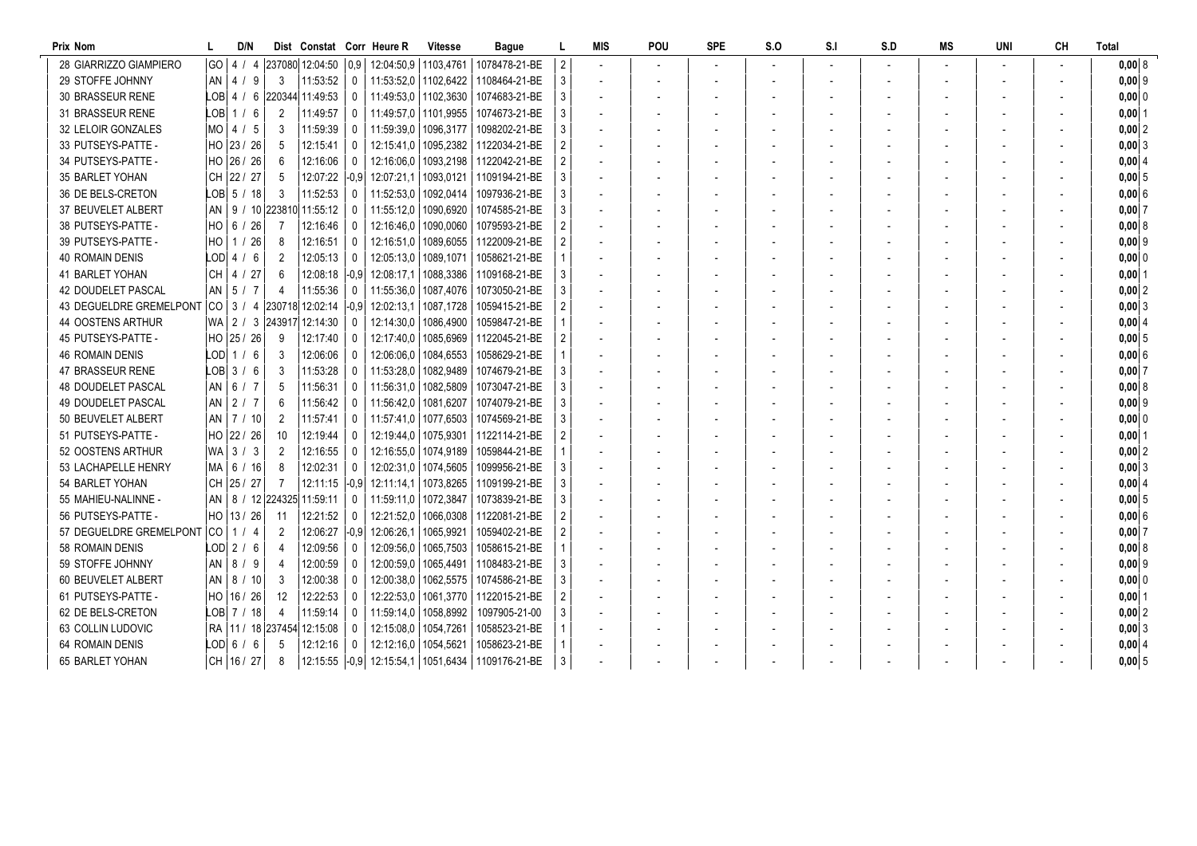| Prix | Nom | L | D/N | Dist | Constat | Corr | Heure R | Vitesse | Bague | L | MIS | POU | SPE | S.O | S.I | S.D | MS | UNI | CH | Total |
|---|---|---|---|---|---|---|---|---|---|---|---|---|---|---|---|---|---|---|---|---|
| 28 | GIARRIZZO GIAMPIERO | GO | 4 / 4 | 237080 | 12:04:50 | 0,9 | 12:04:50,9 | 1103,4761 | 1078478-21-BE | 2 | - | - | - | - | - | - | - | - | - | 0,00 8 |
| 29 | STOFFE JOHNNY | AN | 4 / 9 | 3 | 11:53:52 | 0 | 11:53:52,0 | 1102,6422 | 1108464-21-BE | 3 | - | - | - | - | - | - | - | - | - | 0,00 9 |
| 30 | BRASSEUR RENE | LOB | 4 / 6 | 220344 | 11:49:53 | 0 | 11:49:53,0 | 1102,3630 | 1074683-21-BE | 3 | - | - | - | - | - | - | - | - | - | 0,00 0 |
| 31 | BRASSEUR RENE | LOB | 1 / 6 | 2 | 11:49:57 | 0 | 11:49:57,0 | 1101,9955 | 1074673-21-BE | 3 | - | - | - | - | - | - | - | - | - | 0,00 1 |
| 32 | LELOIR GONZALES | MO | 4 / 5 | 3 | 11:59:39 | 0 | 11:59:39,0 | 1096,3177 | 1098202-21-BE | 3 | - | - | - | - | - | - | - | - | - | 0,00 2 |
| 33 | PUTSEYS-PATTE - | HO | 23 / 26 | 5 | 12:15:41 | 0 | 12:15:41,0 | 1095,2382 | 1122034-21-BE | 2 | - | - | - | - | - | - | - | - | - | 0,00 3 |
| 34 | PUTSEYS-PATTE - | HO | 26 / 26 | 6 | 12:16:06 | 0 | 12:16:06,0 | 1093,2198 | 1122042-21-BE | 2 | - | - | - | - | - | - | - | - | - | 0,00 4 |
| 35 | BARLET YOHAN | CH | 22 / 27 | 5 | 12:07:22 | -0,9 | 12:07:21,1 | 1093,0121 | 1109194-21-BE | 3 | - | - | - | - | - | - | - | - | - | 0,00 5 |
| 36 | DE BELS-CRETON | LOB | 5 / 18 | 3 | 11:52:53 | 0 | 11:52:53,0 | 1092,0414 | 1097936-21-BE | 3 | - | - | - | - | - | - | - | - | - | 0,00 6 |
| 37 | BEUVELET ALBERT | AN | 9 / 10 | 223810 | 11:55:12 | 0 | 11:55:12,0 | 1090,6920 | 1074585-21-BE | 3 | - | - | - | - | - | - | - | - | - | 0,00 7 |
| 38 | PUTSEYS-PATTE - | HO | 6 / 26 | 7 | 12:16:46 | 0 | 12:16:46,0 | 1090,0060 | 1079593-21-BE | 2 | - | - | - | - | - | - | - | - | - | 0,00 8 |
| 39 | PUTSEYS-PATTE - | HO | 1 / 26 | 8 | 12:16:51 | 0 | 12:16:51,0 | 1089,6055 | 1122009-21-BE | 2 | - | - | - | - | - | - | - | - | - | 0,00 9 |
| 40 | ROMAIN DENIS | LOD | 4 / 6 | 2 | 12:05:13 | 0 | 12:05:13,0 | 1089,1071 | 1058621-21-BE | 1 | - | - | - | - | - | - | - | - | - | 0,00 0 |
| 41 | BARLET YOHAN | CH | 4 / 27 | 6 | 12:08:18 | -0,9 | 12:08:17,1 | 1088,3386 | 1109168-21-BE | 3 | - | - | - | - | - | - | - | - | - | 0,00 1 |
| 42 | DOUDELET PASCAL | AN | 5 / 7 | 4 | 11:55:36 | 0 | 11:55:36,0 | 1087,4076 | 1073050-21-BE | 3 | - | - | - | - | - | - | - | - | - | 0,00 2 |
| 43 | DEGUELDRE GREMELPONT | CO | 3 / 4 | 230718 | 12:02:14 | -0,9 | 12:02:13,1 | 1087,1728 | 1059415-21-BE | 2 | - | - | - | - | - | - | - | - | - | 0,00 3 |
| 44 | OOSTENS ARTHUR | WA | 2 / 3 | 243917 | 12:14:30 | 0 | 12:14:30,0 | 1086,4900 | 1059847-21-BE | 1 | - | - | - | - | - | - | - | - | - | 0,00 4 |
| 45 | PUTSEYS-PATTE - | HO | 25 / 26 | 9 | 12:17:40 | 0 | 12:17:40,0 | 1085,6969 | 1122045-21-BE | 2 | - | - | - | - | - | - | - | - | - | 0,00 5 |
| 46 | ROMAIN DENIS | LOD | 1 / 6 | 3 | 12:06:06 | 0 | 12:06:06,0 | 1084,6553 | 1058629-21-BE | 1 | - | - | - | - | - | - | - | - | - | 0,00 6 |
| 47 | BRASSEUR RENE | LOB | 3 / 6 | 3 | 11:53:28 | 0 | 11:53:28,0 | 1082,9489 | 1074679-21-BE | 3 | - | - | - | - | - | - | - | - | - | 0,00 7 |
| 48 | DOUDELET PASCAL | AN | 6 / 7 | 5 | 11:56:31 | 0 | 11:56:31,0 | 1082,5809 | 1073047-21-BE | 3 | - | - | - | - | - | - | - | - | - | 0,00 8 |
| 49 | DOUDELET PASCAL | AN | 2 / 7 | 6 | 11:56:42 | 0 | 11:56:42,0 | 1081,6207 | 1074079-21-BE | 3 | - | - | - | - | - | - | - | - | - | 0,00 9 |
| 50 | BEUVELET ALBERT | AN | 7 / 10 | 2 | 11:57:41 | 0 | 11:57:41,0 | 1077,6503 | 1074569-21-BE | 3 | - | - | - | - | - | - | - | - | - | 0,00 0 |
| 51 | PUTSEYS-PATTE - | HO | 22 / 26 | 10 | 12:19:44 | 0 | 12:19:44,0 | 1075,9301 | 1122114-21-BE | 2 | - | - | - | - | - | - | - | - | - | 0,00 1 |
| 52 | OOSTENS ARTHUR | WA | 3 / 3 | 2 | 12:16:55 | 0 | 12:16:55,0 | 1074,9189 | 1059844-21-BE | 1 | - | - | - | - | - | - | - | - | - | 0,00 2 |
| 53 | LACHAPELLE HENRY | MA | 6 / 16 | 8 | 12:02:31 | 0 | 12:02:31,0 | 1074,5605 | 1099956-21-BE | 3 | - | - | - | - | - | - | - | - | - | 0,00 3 |
| 54 | BARLET YOHAN | CH | 25 / 27 | 7 | 12:11:15 | -0,9 | 12:11:14,1 | 1073,8265 | 1109199-21-BE | 3 | - | - | - | - | - | - | - | - | - | 0,00 4 |
| 55 | MAHIEU-NALINNE - | AN | 8 / 12 | 224325 | 11:59:11 | 0 | 11:59:11,0 | 1072,3847 | 1073839-21-BE | 3 | - | - | - | - | - | - | - | - | - | 0,00 5 |
| 56 | PUTSEYS-PATTE - | HO | 13 / 26 | 11 | 12:21:52 | 0 | 12:21:52,0 | 1066,0308 | 1122081-21-BE | 2 | - | - | - | - | - | - | - | - | - | 0,00 6 |
| 57 | DEGUELDRE GREMELPONT | CO | 1 / 4 | 2 | 12:06:27 | -0,9 | 12:06:26,1 | 1065,9921 | 1059402-21-BE | 2 | - | - | - | - | - | - | - | - | - | 0,00 7 |
| 58 | ROMAIN DENIS | LOD | 2 / 6 | 4 | 12:09:56 | 0 | 12:09:56,0 | 1065,7503 | 1058615-21-BE | 1 | - | - | - | - | - | - | - | - | - | 0,00 8 |
| 59 | STOFFE JOHNNY | AN | 8 / 9 | 4 | 12:00:59 | 0 | 12:00:59,0 | 1065,4491 | 1108483-21-BE | 3 | - | - | - | - | - | - | - | - | - | 0,00 9 |
| 60 | BEUVELET ALBERT | AN | 8 / 10 | 3 | 12:00:38 | 0 | 12:00:38,0 | 1062,5575 | 1074586-21-BE | 3 | - | - | - | - | - | - | - | - | - | 0,00 0 |
| 61 | PUTSEYS-PATTE - | HO | 16 / 26 | 12 | 12:22:53 | 0 | 12:22:53,0 | 1061,3770 | 1122015-21-BE | 2 | - | - | - | - | - | - | - | - | - | 0,00 1 |
| 62 | DE BELS-CRETON | LOB | 7 / 18 | 4 | 11:59:14 | 0 | 11:59:14,0 | 1058,8992 | 1097905-21-00 | 3 | - | - | - | - | - | - | - | - | - | 0,00 2 |
| 63 | COLLIN LUDOVIC | RA | 11 / 18 | 237454 | 12:15:08 | 0 | 12:15:08,0 | 1054,7261 | 1058523-21-BE | 1 | - | - | - | - | - | - | - | - | - | 0,00 3 |
| 64 | ROMAIN DENIS | LOD | 6 / 6 | 5 | 12:12:16 | 0 | 12:12:16,0 | 1054,5621 | 1058623-21-BE | 1 | - | - | - | - | - | - | - | - | - | 0,00 4 |
| 65 | BARLET YOHAN | CH | 16 / 27 | 8 | 12:15:55 | -0,9 | 12:15:54,1 | 1051,6434 | 1109176-21-BE | 3 | - | - | - | - | - | - | - | - | - | 0,00 5 |